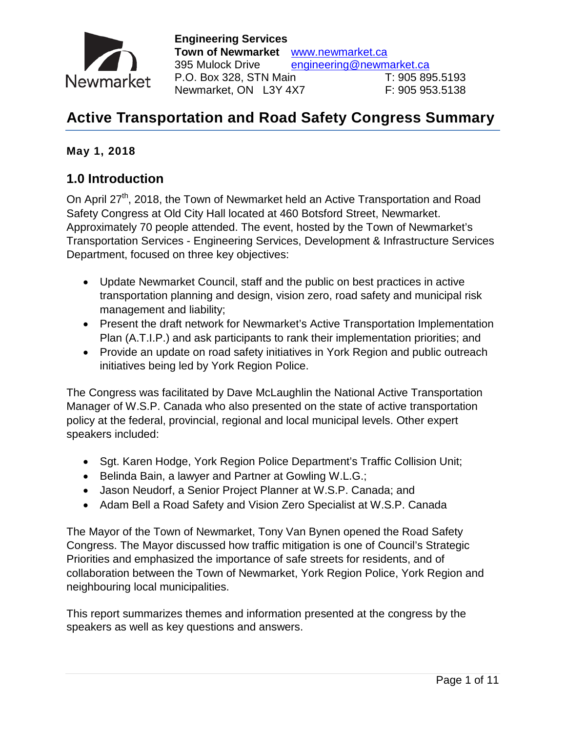**Engineering Services**
**Town of Newmarket** www.newmarket.ca
395 Mulock Drive engineering@newmarket.ca
P.O. Box 328, STN Main T: 905 895.5193
Newmarket, ON L3Y 4X7 F: 905 953.5138

# Active Transportation and Road Safety Congress Summary

**May 1, 2018**

## 1.0 Introduction

On April 27th, 2018, the Town of Newmarket held an Active Transportation and Road Safety Congress at Old City Hall located at 460 Botsford Street, Newmarket. Approximately 70 people attended. The event, hosted by the Town of Newmarket's Transportation Services - Engineering Services, Development & Infrastructure Services Department, focused on three key objectives:

- Update Newmarket Council, staff and the public on best practices in active transportation planning and design, vision zero, road safety and municipal risk management and liability;
- Present the draft network for Newmarket's Active Transportation Implementation Plan (A.T.I.P.) and ask participants to rank their implementation priorities; and
- Provide an update on road safety initiatives in York Region and public outreach initiatives being led by York Region Police.

The Congress was facilitated by Dave McLaughlin the National Active Transportation Manager of W.S.P. Canada who also presented on the state of active transportation policy at the federal, provincial, regional and local municipal levels. Other expert speakers included:

- Sgt. Karen Hodge, York Region Police Department's Traffic Collision Unit;
- Belinda Bain, a lawyer and Partner at Gowling W.L.G.;
- Jason Neudorf, a Senior Project Planner at W.S.P. Canada; and
- Adam Bell a Road Safety and Vision Zero Specialist at W.S.P. Canada

The Mayor of the Town of Newmarket, Tony Van Bynen opened the Road Safety Congress. The Mayor discussed how traffic mitigation is one of Council's Strategic Priorities and emphasized the importance of safe streets for residents, and of collaboration between the Town of Newmarket, York Region Police, York Region and neighbouring local municipalities.

This report summarizes themes and information presented at the congress by the speakers as well as key questions and answers.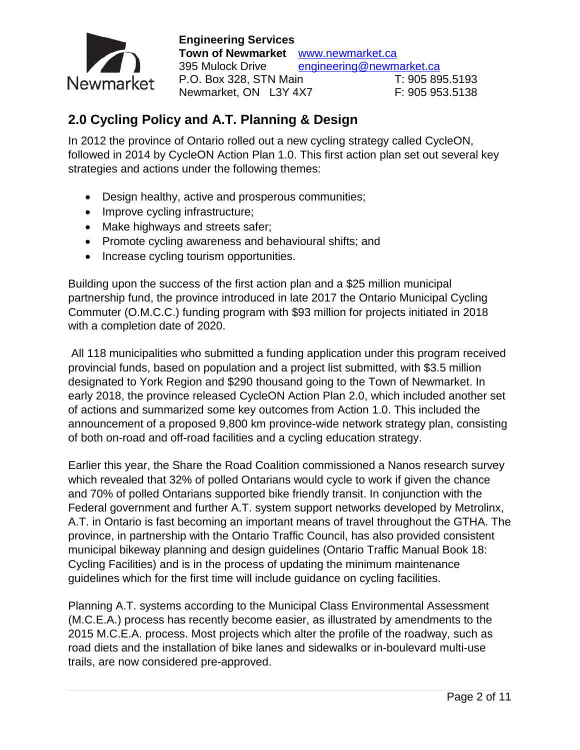## 2.0 Cycling Policy and A.T. Planning & Design

In 2012 the province of Ontario rolled out a new cycling strategy called CycleON, followed in 2014 by CycleON Action Plan 1.0. This first action plan set out several key strategies and actions under the following themes:

- Design healthy, active and prosperous communities;
- Improve cycling infrastructure;
- Make highways and streets safer;
- Promote cycling awareness and behavioural shifts; and
- Increase cycling tourism opportunities.

Building upon the success of the first action plan and a $25 million municipal partnership fund, the province introduced in late 2017 the Ontario Municipal Cycling Commuter (O.M.C.C.) funding program with $93 million for projects initiated in 2018 with a completion date of 2020.

All 118 municipalities who submitted a funding application under this program received provincial funds, based on population and a project list submitted, with $3.5 million designated to York Region and $290 thousand going to the Town of Newmarket. In early 2018, the province released CycleON Action Plan 2.0, which included another set of actions and summarized some key outcomes from Action 1.0. This included the announcement of a proposed 9,800 km province-wide network strategy plan, consisting of both on-road and off-road facilities and a cycling education strategy.

Earlier this year, the Share the Road Coalition commissioned a Nanos research survey which revealed that 32% of polled Ontarians would cycle to work if given the chance and 70% of polled Ontarians supported bike friendly transit. In conjunction with the Federal government and further A.T. system support networks developed by Metrolinx, A.T. in Ontario is fast becoming an important means of travel throughout the GTHA. The province, in partnership with the Ontario Traffic Council, has also provided consistent municipal bikeway planning and design guidelines (Ontario Traffic Manual Book 18: Cycling Facilities) and is in the process of updating the minimum maintenance guidelines which for the first time will include guidance on cycling facilities.

Planning A.T. systems according to the Municipal Class Environmental Assessment (M.C.E.A.) process has recently become easier, as illustrated by amendments to the 2015 M.C.E.A. process. Most projects which alter the profile of the roadway, such as road diets and the installation of bike lanes and sidewalks or in-boulevard multi-use trails, are now considered pre-approved.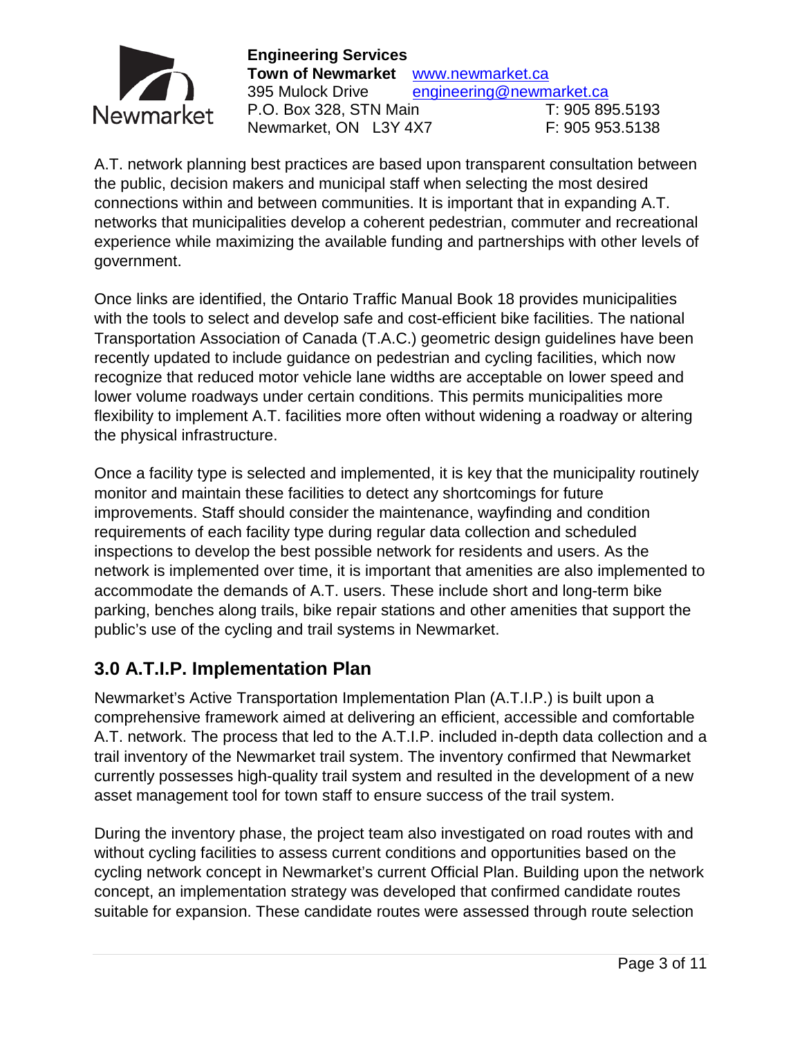A.T. network planning best practices are based upon transparent consultation between the public, decision makers and municipal staff when selecting the most desired connections within and between communities. It is important that in expanding A.T. networks that municipalities develop a coherent pedestrian, commuter and recreational experience while maximizing the available funding and partnerships with other levels of government.

Once links are identified, the Ontario Traffic Manual Book 18 provides municipalities with the tools to select and develop safe and cost-efficient bike facilities. The national Transportation Association of Canada (T.A.C.) geometric design guidelines have been recently updated to include guidance on pedestrian and cycling facilities, which now recognize that reduced motor vehicle lane widths are acceptable on lower speed and lower volume roadways under certain conditions. This permits municipalities more flexibility to implement A.T. facilities more often without widening a roadway or altering the physical infrastructure.

Once a facility type is selected and implemented, it is key that the municipality routinely monitor and maintain these facilities to detect any shortcomings for future improvements. Staff should consider the maintenance, wayfinding and condition requirements of each facility type during regular data collection and scheduled inspections to develop the best possible network for residents and users. As the network is implemented over time, it is important that amenities are also implemented to accommodate the demands of A.T. users. These include short and long-term bike parking, benches along trails, bike repair stations and other amenities that support the public's use of the cycling and trail systems in Newmarket.

## 3.0 A.T.I.P. Implementation Plan

Newmarket's Active Transportation Implementation Plan (A.T.I.P.) is built upon a comprehensive framework aimed at delivering an efficient, accessible and comfortable A.T. network. The process that led to the A.T.I.P. included in-depth data collection and a trail inventory of the Newmarket trail system. The inventory confirmed that Newmarket currently possesses high-quality trail system and resulted in the development of a new asset management tool for town staff to ensure success of the trail system.

During the inventory phase, the project team also investigated on road routes with and without cycling facilities to assess current conditions and opportunities based on the cycling network concept in Newmarket's current Official Plan. Building upon the network concept, an implementation strategy was developed that confirmed candidate routes suitable for expansion. These candidate routes were assessed through route selection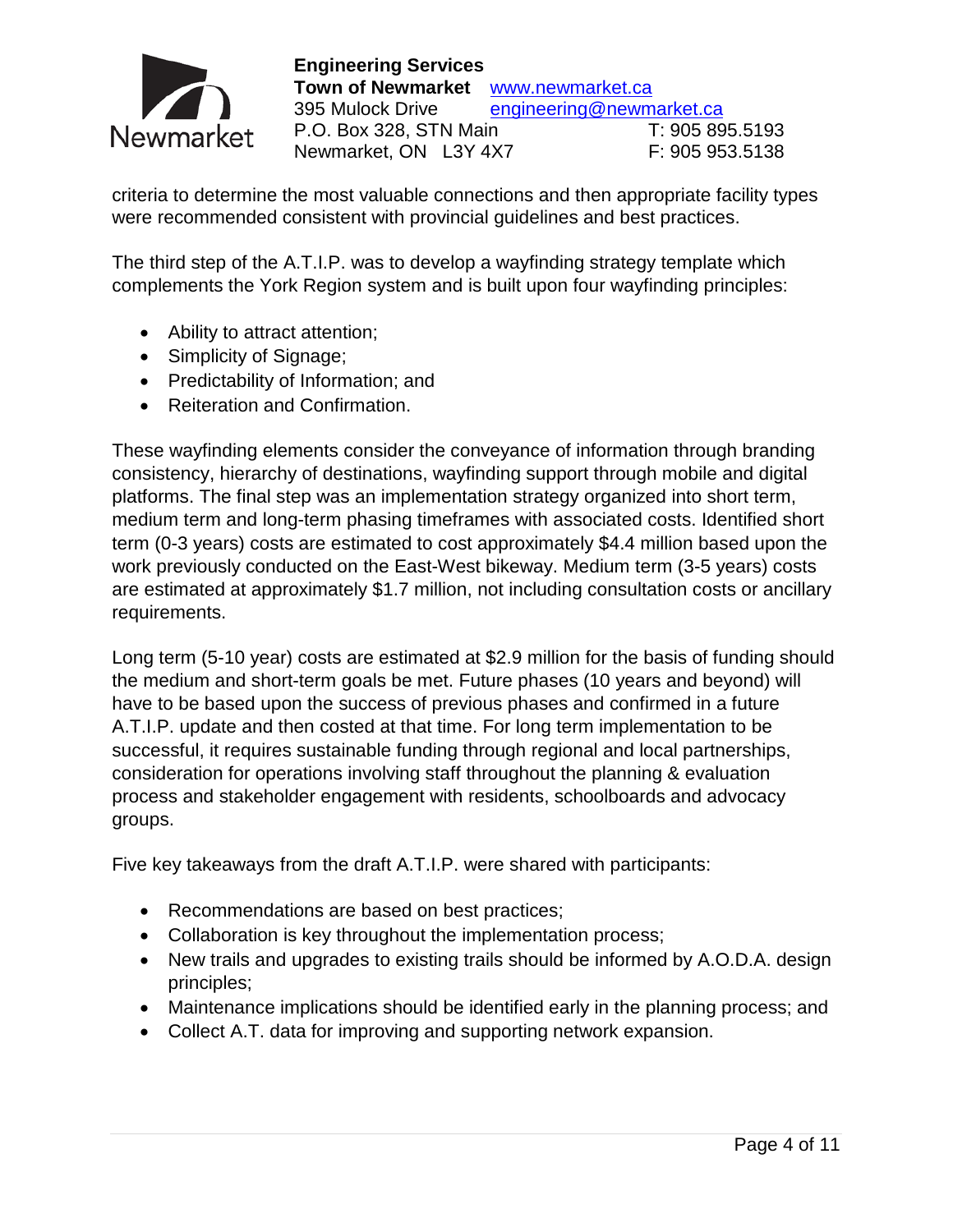criteria to determine the most valuable connections and then appropriate facility types were recommended consistent with provincial guidelines and best practices.

The third step of the A.T.I.P. was to develop a wayfinding strategy template which complements the York Region system and is built upon four wayfinding principles:

- Ability to attract attention;
- Simplicity of Signage;
- Predictability of Information; and
- Reiteration and Confirmation.

These wayfinding elements consider the conveyance of information through branding consistency, hierarchy of destinations, wayfinding support through mobile and digital platforms. The final step was an implementation strategy organized into short term, medium term and long-term phasing timeframes with associated costs. Identified short term (0-3 years) costs are estimated to cost approximately $4.4 million based upon the work previously conducted on the East-West bikeway. Medium term (3-5 years) costs are estimated at approximately $1.7 million, not including consultation costs or ancillary requirements.

Long term (5-10 year) costs are estimated at $2.9 million for the basis of funding should the medium and short-term goals be met. Future phases (10 years and beyond) will have to be based upon the success of previous phases and confirmed in a future A.T.I.P. update and then costed at that time. For long term implementation to be successful, it requires sustainable funding through regional and local partnerships, consideration for operations involving staff throughout the planning & evaluation process and stakeholder engagement with residents, schoolboards and advocacy groups.

Five key takeaways from the draft A.T.I.P. were shared with participants:

- Recommendations are based on best practices;
- Collaboration is key throughout the implementation process;
- New trails and upgrades to existing trails should be informed by A.O.D.A. design principles;
- Maintenance implications should be identified early in the planning process; and
- Collect A.T. data for improving and supporting network expansion.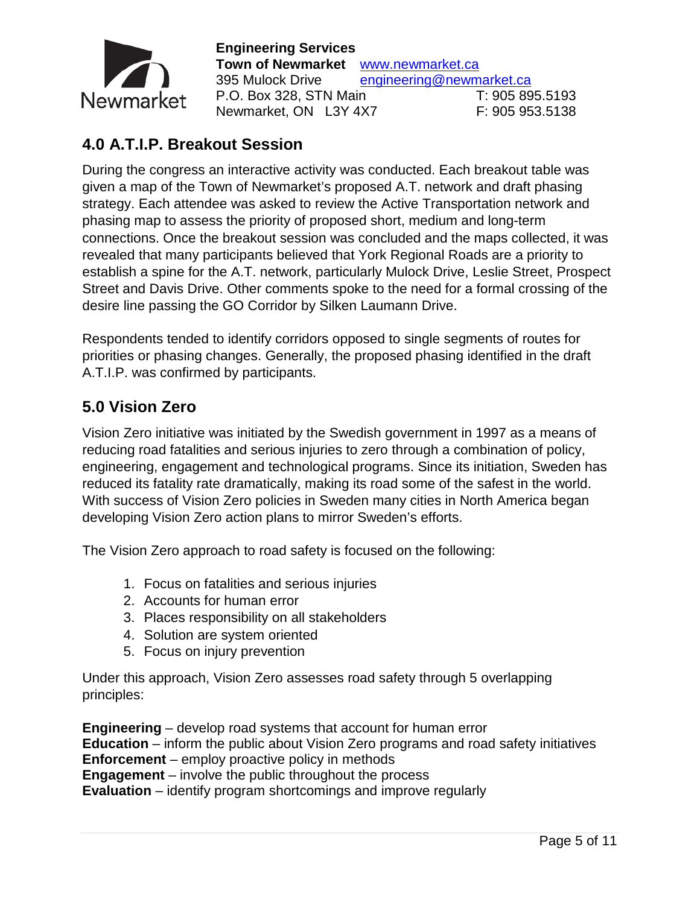## 4.0 A.T.I.P. Breakout Session

During the congress an interactive activity was conducted. Each breakout table was given a map of the Town of Newmarket's proposed A.T. network and draft phasing strategy. Each attendee was asked to review the Active Transportation network and phasing map to assess the priority of proposed short, medium and long-term connections. Once the breakout session was concluded and the maps collected, it was revealed that many participants believed that York Regional Roads are a priority to establish a spine for the A.T. network, particularly Mulock Drive, Leslie Street, Prospect Street and Davis Drive. Other comments spoke to the need for a formal crossing of the desire line passing the GO Corridor by Silken Laumann Drive.

Respondents tended to identify corridors opposed to single segments of routes for priorities or phasing changes. Generally, the proposed phasing identified in the draft A.T.I.P. was confirmed by participants.

## 5.0 Vision Zero

Vision Zero initiative was initiated by the Swedish government in 1997 as a means of reducing road fatalities and serious injuries to zero through a combination of policy, engineering, engagement and technological programs. Since its initiation, Sweden has reduced its fatality rate dramatically, making its road some of the safest in the world. With success of Vision Zero policies in Sweden many cities in North America began developing Vision Zero action plans to mirror Sweden's efforts.

The Vision Zero approach to road safety is focused on the following:

1. Focus on fatalities and serious injuries
2. Accounts for human error
3. Places responsibility on all stakeholders
4. Solution are system oriented
5. Focus on injury prevention

Under this approach, Vision Zero assesses road safety through 5 overlapping principles:

**Engineering** – develop road systems that account for human error
**Education** – inform the public about Vision Zero programs and road safety initiatives
**Enforcement** – employ proactive policy in methods
**Engagement** – involve the public throughout the process
**Evaluation** – identify program shortcomings and improve regularly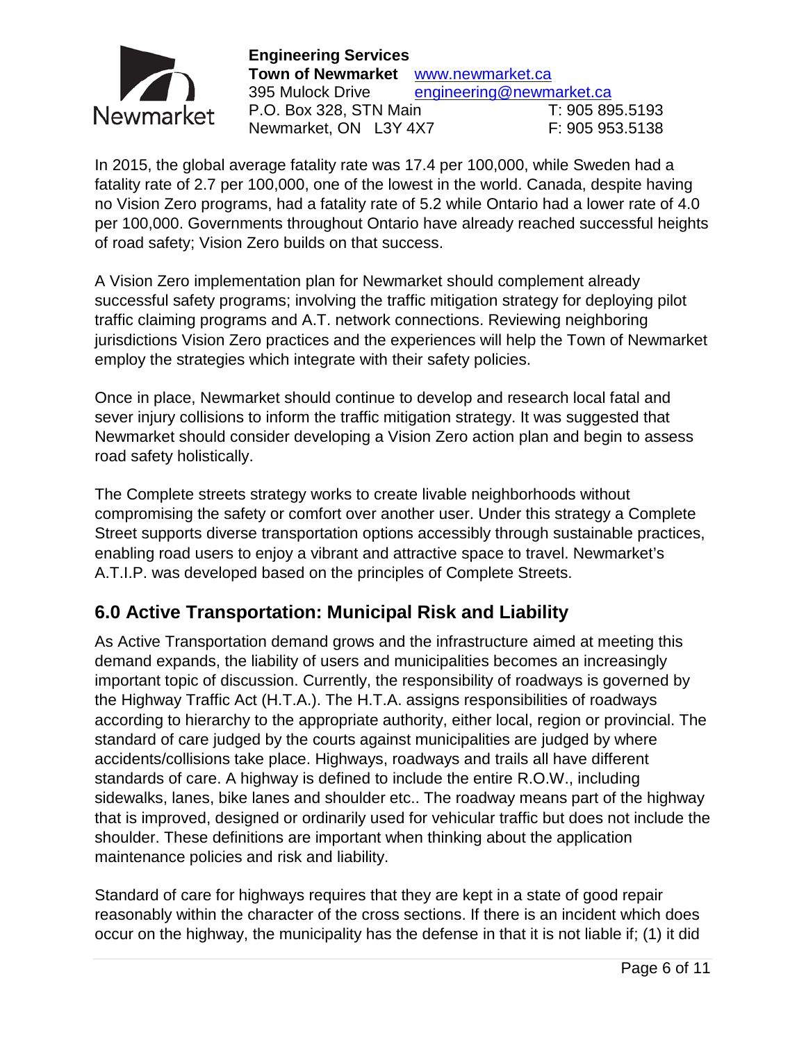In 2015, the global average fatality rate was 17.4 per 100,000, while Sweden had a fatality rate of 2.7 per 100,000, one of the lowest in the world. Canada, despite having no Vision Zero programs, had a fatality rate of 5.2 while Ontario had a lower rate of 4.0 per 100,000. Governments throughout Ontario have already reached successful heights of road safety; Vision Zero builds on that success.

A Vision Zero implementation plan for Newmarket should complement already successful safety programs; involving the traffic mitigation strategy for deploying pilot traffic claiming programs and A.T. network connections. Reviewing neighboring jurisdictions Vision Zero practices and the experiences will help the Town of Newmarket employ the strategies which integrate with their safety policies.

Once in place, Newmarket should continue to develop and research local fatal and sever injury collisions to inform the traffic mitigation strategy. It was suggested that Newmarket should consider developing a Vision Zero action plan and begin to assess road safety holistically.

The Complete streets strategy works to create livable neighborhoods without compromising the safety or comfort over another user. Under this strategy a Complete Street supports diverse transportation options accessibly through sustainable practices, enabling road users to enjoy a vibrant and attractive space to travel. Newmarket's A.T.I.P. was developed based on the principles of Complete Streets.

## 6.0 Active Transportation: Municipal Risk and Liability

As Active Transportation demand grows and the infrastructure aimed at meeting this demand expands, the liability of users and municipalities becomes an increasingly important topic of discussion. Currently, the responsibility of roadways is governed by the Highway Traffic Act (H.T.A.). The H.T.A. assigns responsibilities of roadways according to hierarchy to the appropriate authority, either local, region or provincial. The standard of care judged by the courts against municipalities are judged by where accidents/collisions take place. Highways, roadways and trails all have different standards of care. A highway is defined to include the entire R.O.W., including sidewalks, lanes, bike lanes and shoulder etc.. The roadway means part of the highway that is improved, designed or ordinarily used for vehicular traffic but does not include the shoulder. These definitions are important when thinking about the application maintenance policies and risk and liability.

Standard of care for highways requires that they are kept in a state of good repair reasonably within the character of the cross sections. If there is an incident which does occur on the highway, the municipality has the defense in that it is not liable if; (1) it did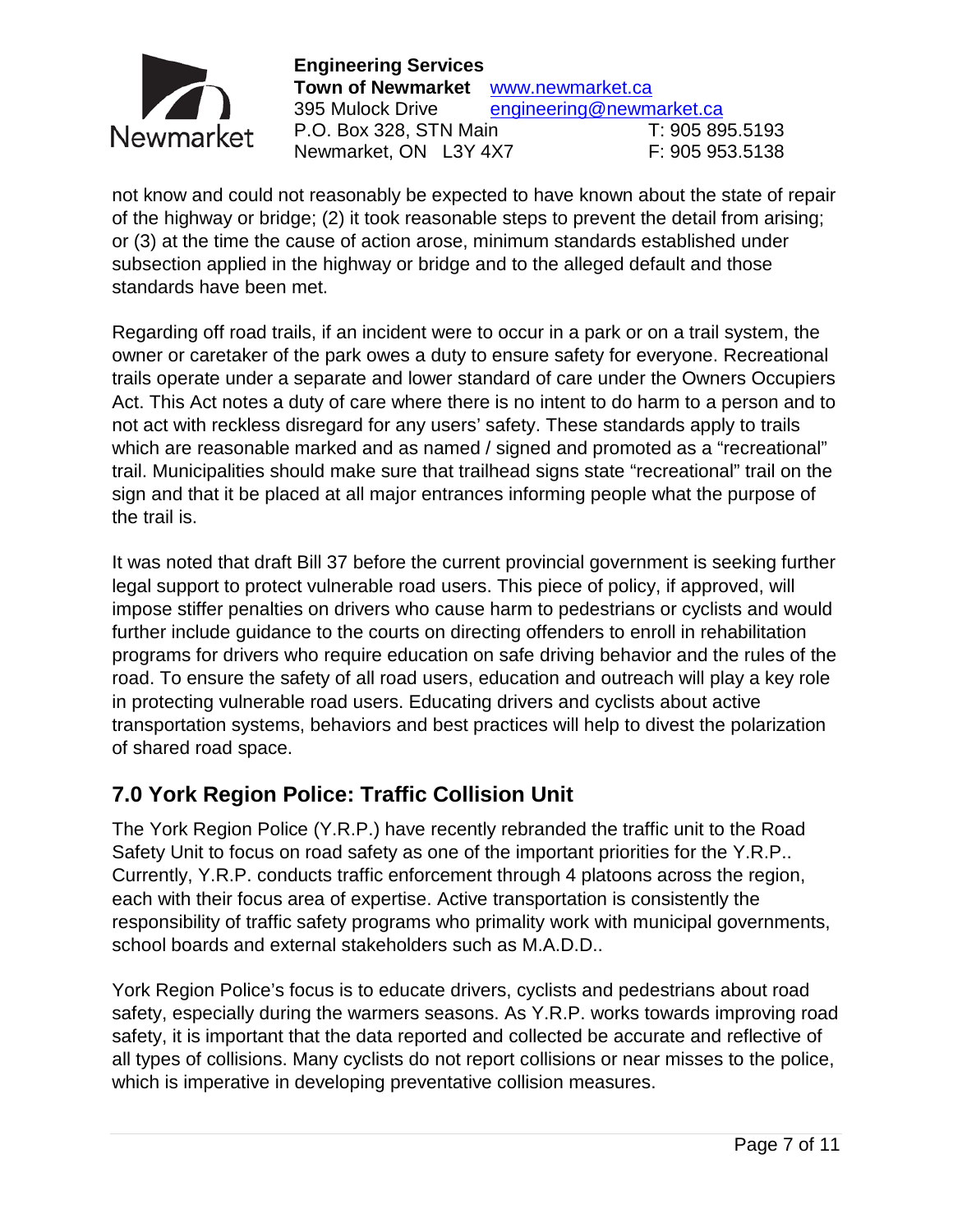not know and could not reasonably be expected to have known about the state of repair of the highway or bridge; (2) it took reasonable steps to prevent the detail from arising; or (3) at the time the cause of action arose, minimum standards established under subsection applied in the highway or bridge and to the alleged default and those standards have been met.

Regarding off road trails, if an incident were to occur in a park or on a trail system, the owner or caretaker of the park owes a duty to ensure safety for everyone. Recreational trails operate under a separate and lower standard of care under the Owners Occupiers Act. This Act notes a duty of care where there is no intent to do harm to a person and to not act with reckless disregard for any users' safety. These standards apply to trails which are reasonable marked and as named / signed and promoted as a "recreational" trail. Municipalities should make sure that trailhead signs state "recreational" trail on the sign and that it be placed at all major entrances informing people what the purpose of the trail is.

It was noted that draft Bill 37 before the current provincial government is seeking further legal support to protect vulnerable road users. This piece of policy, if approved, will impose stiffer penalties on drivers who cause harm to pedestrians or cyclists and would further include guidance to the courts on directing offenders to enroll in rehabilitation programs for drivers who require education on safe driving behavior and the rules of the road. To ensure the safety of all road users, education and outreach will play a key role in protecting vulnerable road users. Educating drivers and cyclists about active transportation systems, behaviors and best practices will help to divest the polarization of shared road space.

## 7.0 York Region Police: Traffic Collision Unit

The York Region Police (Y.R.P.) have recently rebranded the traffic unit to the Road Safety Unit to focus on road safety as one of the important priorities for the Y.R.P.. Currently, Y.R.P. conducts traffic enforcement through 4 platoons across the region, each with their focus area of expertise. Active transportation is consistently the responsibility of traffic safety programs who primality work with municipal governments, school boards and external stakeholders such as M.A.D.D..

York Region Police's focus is to educate drivers, cyclists and pedestrians about road safety, especially during the warmers seasons. As Y.R.P. works towards improving road safety, it is important that the data reported and collected be accurate and reflective of all types of collisions. Many cyclists do not report collisions or near misses to the police, which is imperative in developing preventative collision measures.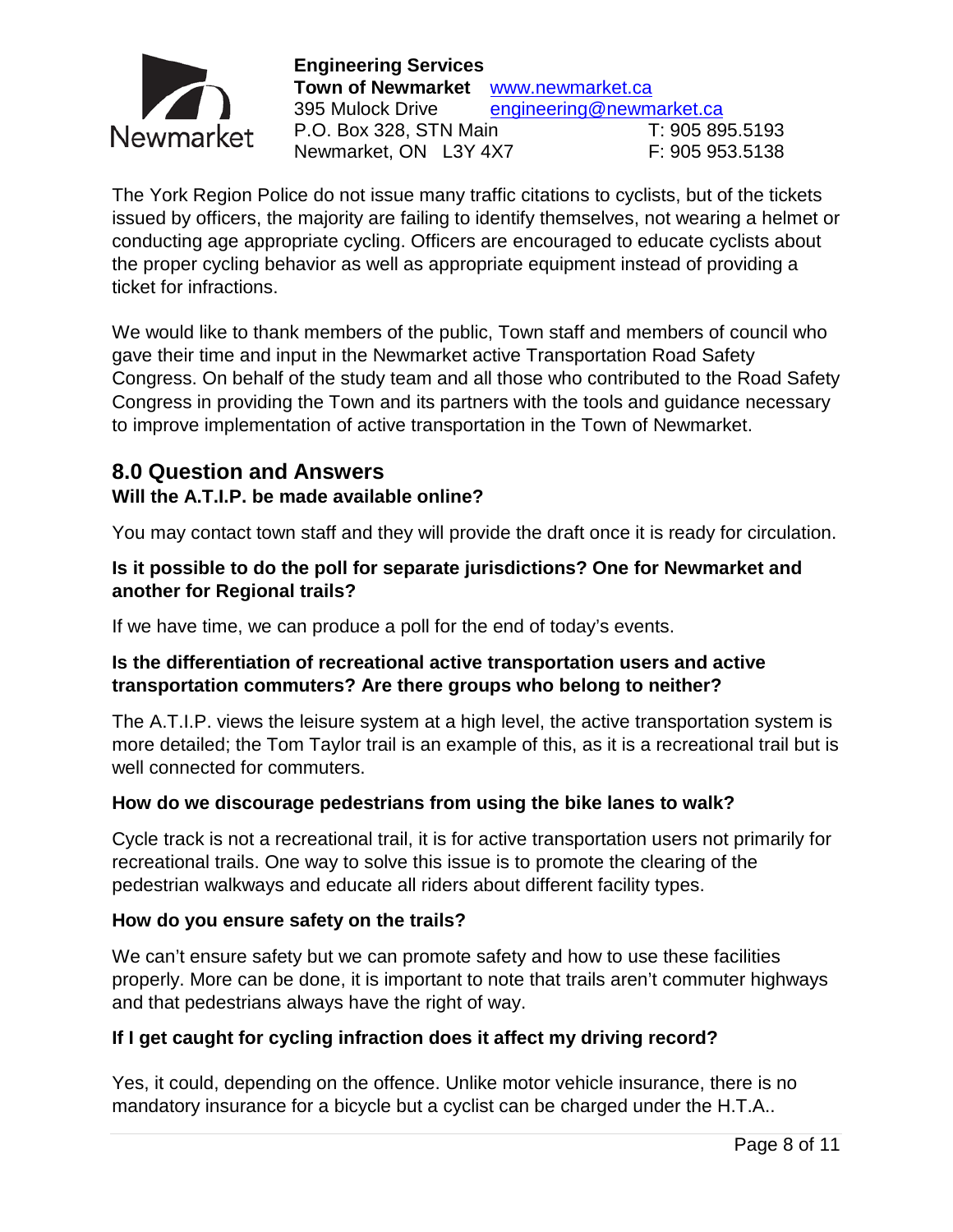The York Region Police do not issue many traffic citations to cyclists, but of the tickets issued by officers, the majority are failing to identify themselves, not wearing a helmet or conducting age appropriate cycling. Officers are encouraged to educate cyclists about the proper cycling behavior as well as appropriate equipment instead of providing a ticket for infractions.

We would like to thank members of the public, Town staff and members of council who gave their time and input in the Newmarket active Transportation Road Safety Congress. On behalf of the study team and all those who contributed to the Road Safety Congress in providing the Town and its partners with the tools and guidance necessary to improve implementation of active transportation in the Town of Newmarket.

## 8.0 Question and Answers

**Will the A.T.I.P. be made available online?**

You may contact town staff and they will provide the draft once it is ready for circulation.

**Is it possible to do the poll for separate jurisdictions? One for Newmarket and another for Regional trails?**

If we have time, we can produce a poll for the end of today's events.

**Is the differentiation of recreational active transportation users and active transportation commuters? Are there groups who belong to neither?**

The A.T.I.P. views the leisure system at a high level, the active transportation system is more detailed; the Tom Taylor trail is an example of this, as it is a recreational trail but is well connected for commuters.

**How do we discourage pedestrians from using the bike lanes to walk?**

Cycle track is not a recreational trail, it is for active transportation users not primarily for recreational trails. One way to solve this issue is to promote the clearing of the pedestrian walkways and educate all riders about different facility types.

**How do you ensure safety on the trails?**

We can't ensure safety but we can promote safety and how to use these facilities properly. More can be done, it is important to note that trails aren't commuter highways and that pedestrians always have the right of way.

**If I get caught for cycling infraction does it affect my driving record?**

Yes, it could, depending on the offence. Unlike motor vehicle insurance, there is no mandatory insurance for a bicycle but a cyclist can be charged under the H.T.A..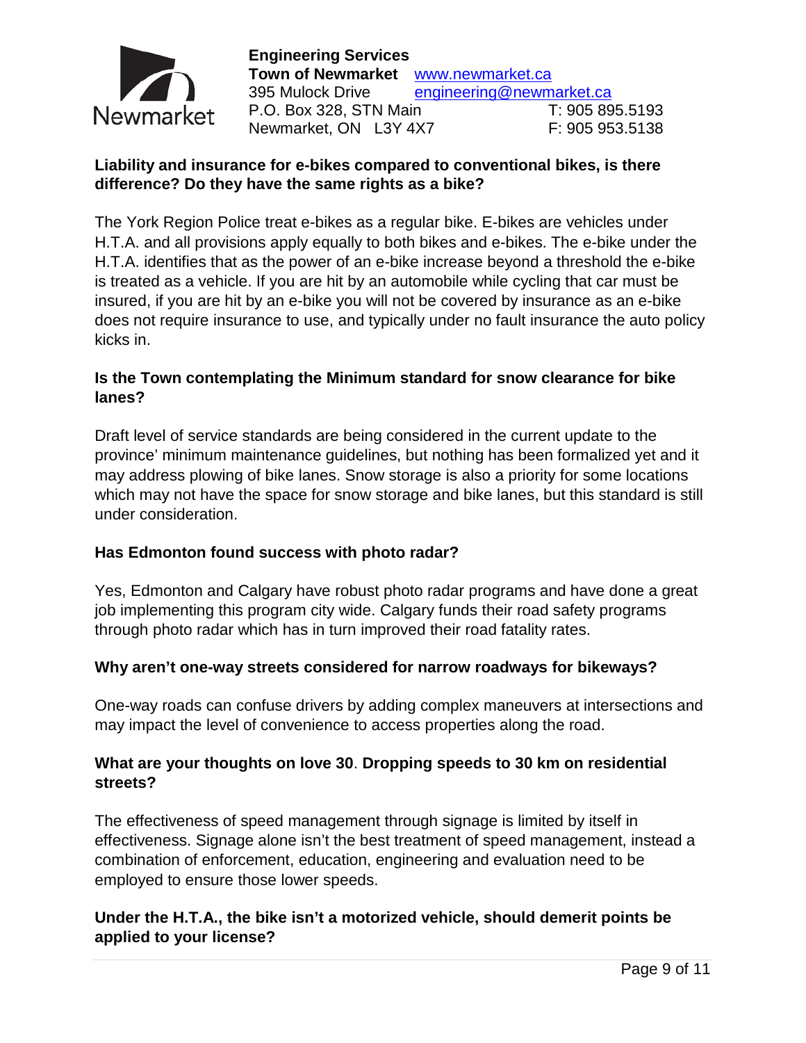**Liability and insurance for e-bikes compared to conventional bikes, is there difference? Do they have the same rights as a bike?**

The York Region Police treat e-bikes as a regular bike. E-bikes are vehicles under H.T.A. and all provisions apply equally to both bikes and e-bikes. The e-bike under the H.T.A. identifies that as the power of an e-bike increase beyond a threshold the e-bike is treated as a vehicle. If you are hit by an automobile while cycling that car must be insured, if you are hit by an e-bike you will not be covered by insurance as an e-bike does not require insurance to use, and typically under no fault insurance the auto policy kicks in.

**Is the Town contemplating the Minimum standard for snow clearance for bike lanes?**

Draft level of service standards are being considered in the current update to the province' minimum maintenance guidelines, but nothing has been formalized yet and it may address plowing of bike lanes. Snow storage is also a priority for some locations which may not have the space for snow storage and bike lanes, but this standard is still under consideration.

**Has Edmonton found success with photo radar?**

Yes, Edmonton and Calgary have robust photo radar programs and have done a great job implementing this program city wide. Calgary funds their road safety programs through photo radar which has in turn improved their road fatality rates.

**Why aren't one-way streets considered for narrow roadways for bikeways?**

One-way roads can confuse drivers by adding complex maneuvers at intersections and may impact the level of convenience to access properties along the road.

**What are your thoughts on love 30**. **Dropping speeds to 30 km on residential streets?**

The effectiveness of speed management through signage is limited by itself in effectiveness. Signage alone isn't the best treatment of speed management, instead a combination of enforcement, education, engineering and evaluation need to be employed to ensure those lower speeds.

**Under the H.T.A., the bike isn't a motorized vehicle, should demerit points be applied to your license?**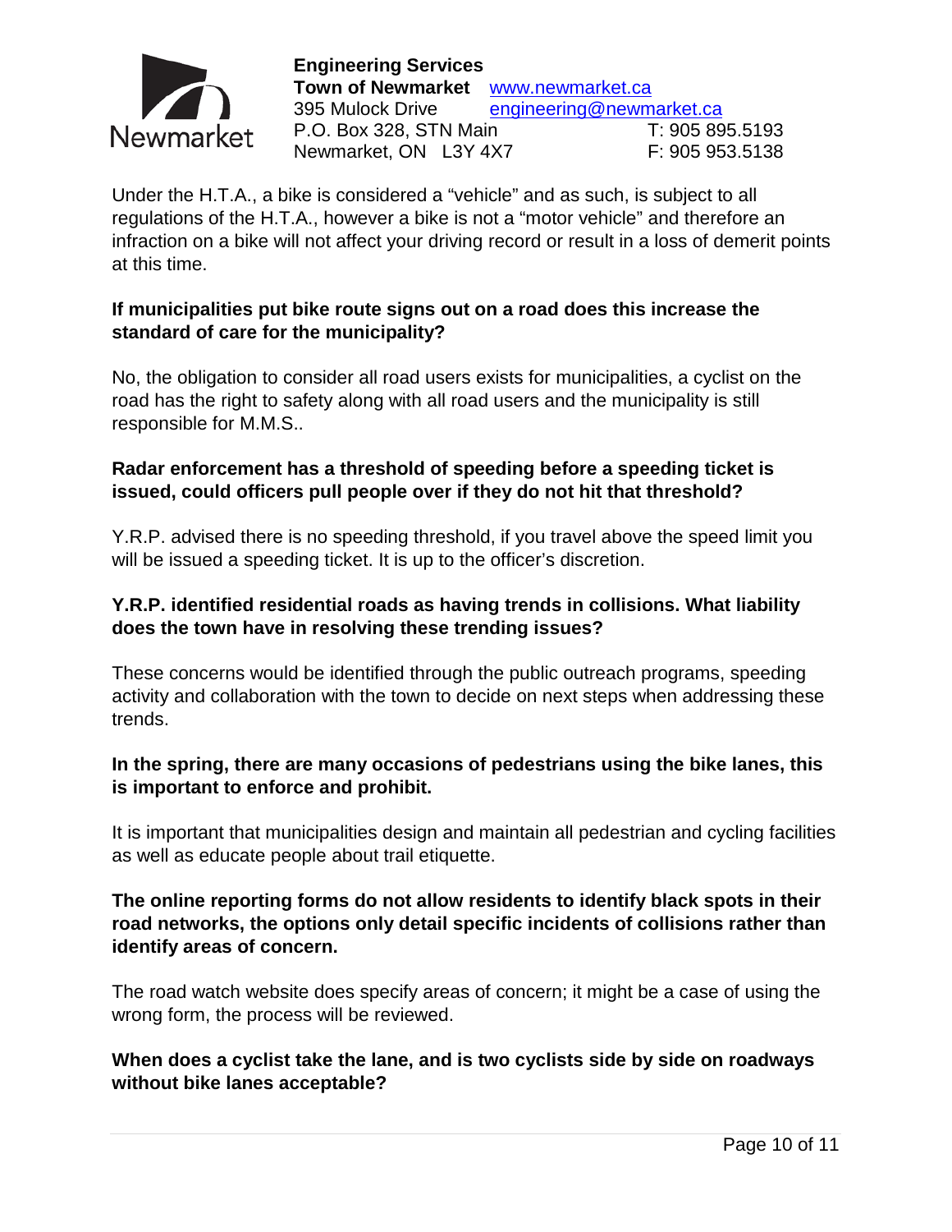Under the H.T.A., a bike is considered a "vehicle" and as such, is subject to all regulations of the H.T.A., however a bike is not a "motor vehicle" and therefore an infraction on a bike will not affect your driving record or result in a loss of demerit points at this time.

**If municipalities put bike route signs out on a road does this increase the standard of care for the municipality?**

No, the obligation to consider all road users exists for municipalities, a cyclist on the road has the right to safety along with all road users and the municipality is still responsible for M.M.S..

**Radar enforcement has a threshold of speeding before a speeding ticket is issued, could officers pull people over if they do not hit that threshold?**

Y.R.P. advised there is no speeding threshold, if you travel above the speed limit you will be issued a speeding ticket. It is up to the officer's discretion.

**Y.R.P. identified residential roads as having trends in collisions. What liability does the town have in resolving these trending issues?**

These concerns would be identified through the public outreach programs, speeding activity and collaboration with the town to decide on next steps when addressing these trends.

**In the spring, there are many occasions of pedestrians using the bike lanes, this is important to enforce and prohibit.**

It is important that municipalities design and maintain all pedestrian and cycling facilities as well as educate people about trail etiquette.

**The online reporting forms do not allow residents to identify black spots in their road networks, the options only detail specific incidents of collisions rather than identify areas of concern.**

The road watch website does specify areas of concern; it might be a case of using the wrong form, the process will be reviewed.

**When does a cyclist take the lane, and is two cyclists side by side on roadways without bike lanes acceptable?**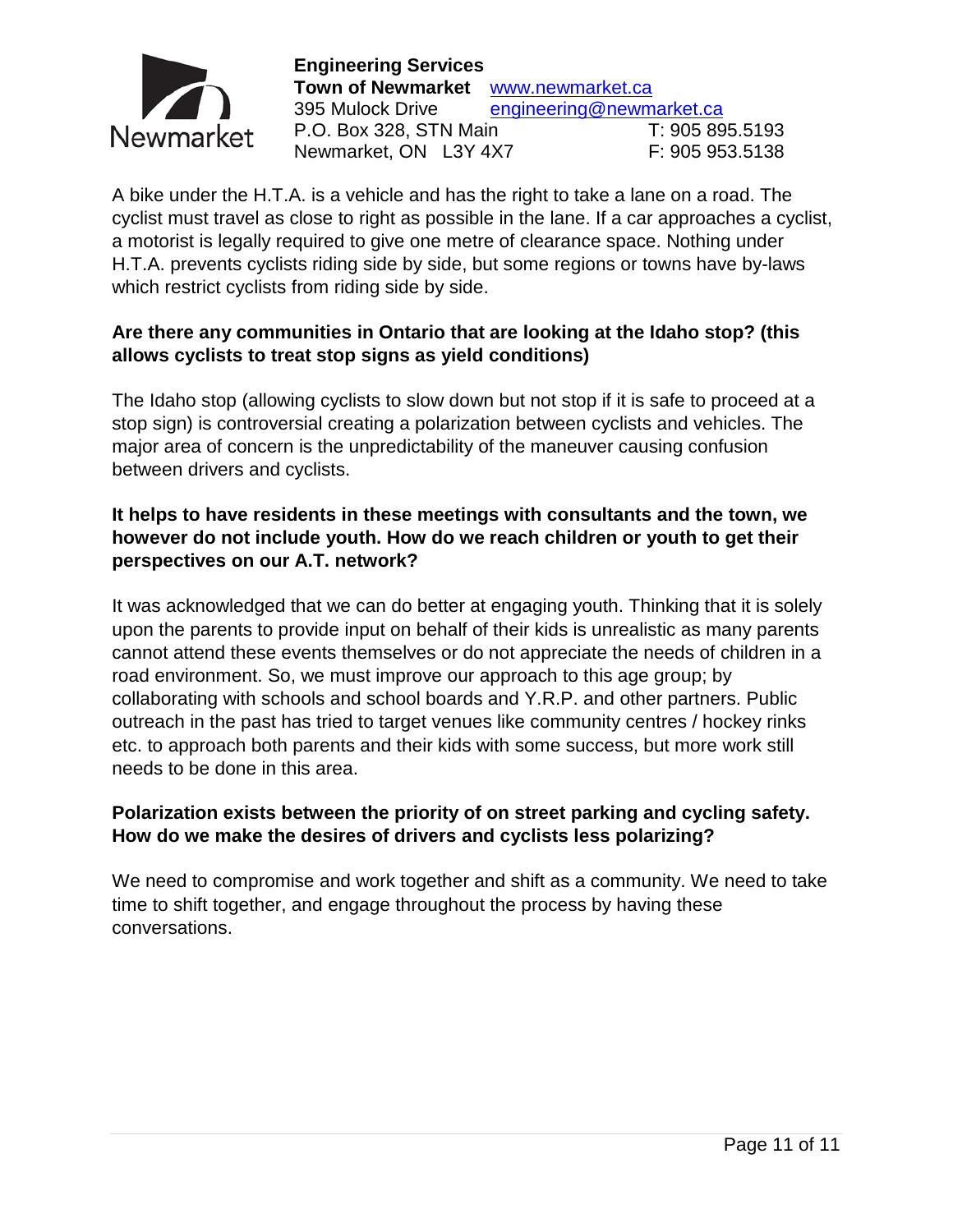A bike under the H.T.A. is a vehicle and has the right to take a lane on a road. The cyclist must travel as close to right as possible in the lane. If a car approaches a cyclist, a motorist is legally required to give one metre of clearance space. Nothing under H.T.A. prevents cyclists riding side by side, but some regions or towns have by-laws which restrict cyclists from riding side by side.

**Are there any communities in Ontario that are looking at the Idaho stop? (this allows cyclists to treat stop signs as yield conditions)**

The Idaho stop (allowing cyclists to slow down but not stop if it is safe to proceed at a stop sign) is controversial creating a polarization between cyclists and vehicles. The major area of concern is the unpredictability of the maneuver causing confusion between drivers and cyclists.

**It helps to have residents in these meetings with consultants and the town, we however do not include youth. How do we reach children or youth to get their perspectives on our A.T. network?**

It was acknowledged that we can do better at engaging youth. Thinking that it is solely upon the parents to provide input on behalf of their kids is unrealistic as many parents cannot attend these events themselves or do not appreciate the needs of children in a road environment. So, we must improve our approach to this age group; by collaborating with schools and school boards and Y.R.P. and other partners. Public outreach in the past has tried to target venues like community centres / hockey rinks etc. to approach both parents and their kids with some success, but more work still needs to be done in this area.

**Polarization exists between the priority of on street parking and cycling safety. How do we make the desires of drivers and cyclists less polarizing?**

We need to compromise and work together and shift as a community. We need to take time to shift together, and engage throughout the process by having these conversations.